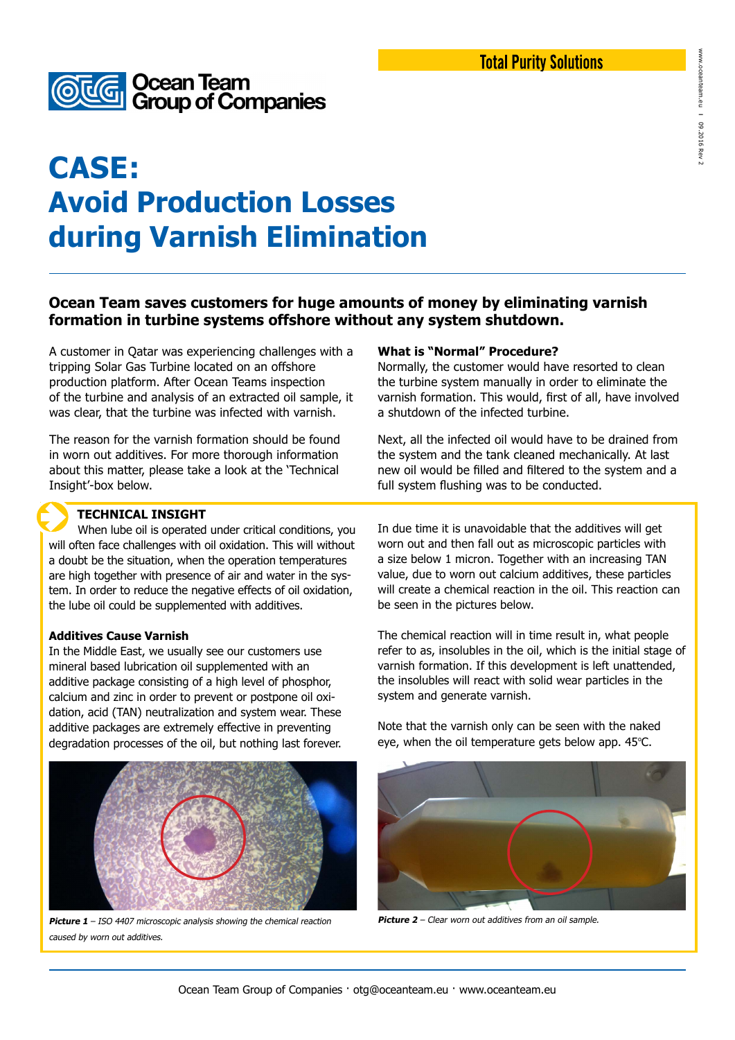Total Purity Solutions

Ocean Team Group of Companies

# CASE: Avoid Production Losses during Varnish Elimination

**Ocean Team saves customers for huge amounts of money by eliminating varnish formation in turbine systems offshore without any system shutdown.**

A customer in Qatar was experiencing challenges with a tripping Solar Gas Turbine located on an offshore production platform. After Ocean Teams inspection of the turbine and analysis of an extracted oil sample, it was clear, that the turbine was infected with varnish.

The reason for the varnish formation should be found in worn out additives. For more thorough information about this matter, please take a look at the 'Technical Insight'-box below.

### What is "Normal" Procedure?

Normally, the customer would have resorted to clean the turbine system manually in order to eliminate the varnish formation. This would, first of all, have involved a shutdown of the infected turbine.

Next, all the infected oil would have to be drained from the system and the tank cleaned mechanically. At last new oil would be filled and filtered to the system and a full system flushing was to be conducted.

### TECHNICAL INSIGHT

When lube oil is operated under critical conditions, you will often face challenges with oil oxidation. This will without a doubt be the situation, when the operation temperatures are high together with presence of air and water in the system. In order to reduce the negative effects of oil oxidation, the lube oil could be supplemented with additives.

**Additives Cause Varnish**

In the Middle East, we usually see our customers use mineral based lubrication oil supplemented with an additive package consisting of a high level of phosphor, calcium and zinc in order to prevent or postpone oil oxidation, acid (TAN) neutralization and system wear. These additive packages are extremely effective in preventing degradation processes of the oil, but nothing last forever.

In due time it is unavoidable that the additives will get worn out and then fall out as microscopic particles with a size below 1 micron. Together with an increasing TAN value, due to worn out calcium additives, these particles will create a chemical reaction in the oil. This reaction can be seen in the pictures below.

The chemical reaction will in time result in, what people refer to as, insolubles in the oil, which is the initial stage of varnish formation. If this development is left unattended, the insolubles will react with solid wear particles in the system and generate varnish.

Note that the varnish only can be seen with the naked eye, when the oil temperature gets below app. 45°C.

***Picture 1*** *– ISO 4407 microscopic analysis showing the chemical reaction caused by worn out additives.*

***Picture 2*** *– Clear worn out additives from an oil sample.*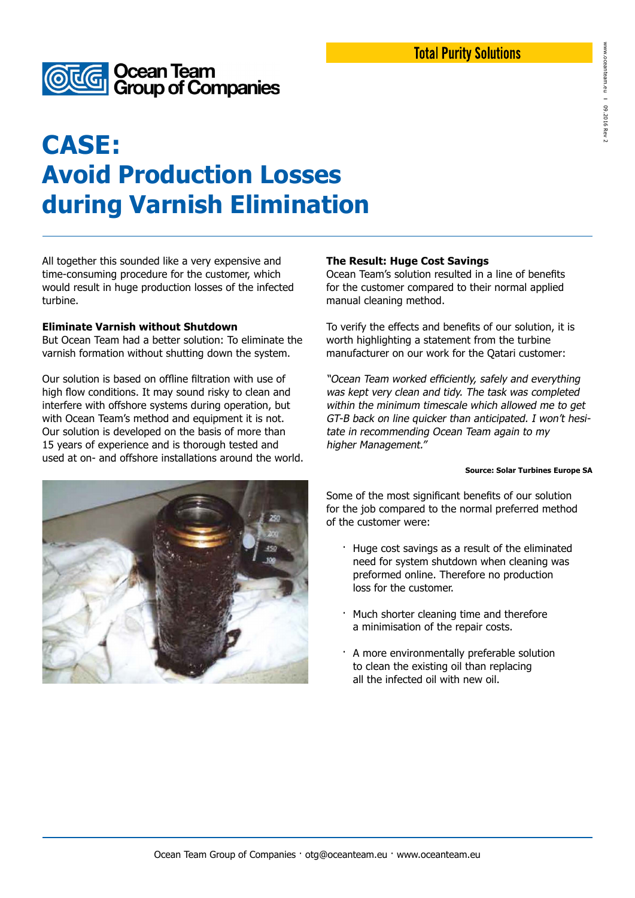# CASE: Avoid Production Losses during Varnish Elimination

All together this sounded like a very expensive and time-consuming procedure for the customer, which would result in huge production losses of the infected turbine.

**Eliminate Varnish without Shutdown**
But Ocean Team had a better solution: To eliminate the varnish formation without shutting down the system.

Our solution is based on offline filtration with use of high flow conditions. It may sound risky to clean and interfere with offshore systems during operation, but with Ocean Team's method and equipment it is not. Our solution is developed on the basis of more than 15 years of experience and is thorough tested and used at on- and offshore installations around the world.

**The Result: Huge Cost Savings**
Ocean Team's solution resulted in a line of benefits for the customer compared to their normal applied manual cleaning method.

To verify the effects and benefits of our solution, it is worth highlighting a statement from the turbine manufacturer on our work for the Qatari customer:

*"Ocean Team worked efficiently, safely and everything was kept very clean and tidy. The task was completed within the minimum timescale which allowed me to get GT-B back on line quicker than anticipated. I won't hesitate in recommending Ocean Team again to my higher Management."*

**Source: Solar Turbines Europe SA**

Some of the most significant benefits of our solution for the job compared to the normal preferred method of the customer were:

- Huge cost savings as a result of the eliminated need for system shutdown when cleaning was preformed online. Therefore no production loss for the customer.
- Much shorter cleaning time and therefore a minimisation of the repair costs.
- A more environmentally preferable solution to clean the existing oil than replacing all the infected oil with new oil.